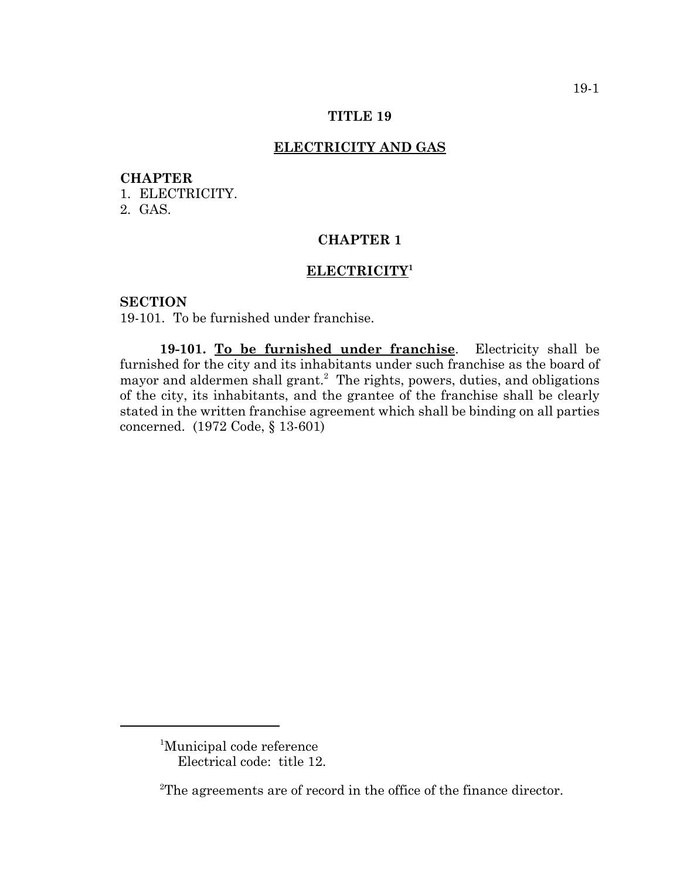# TITLE 19

## ELECTRICITY AND GAS

**CHAPTER**
1. ELECTRICITY.
2. GAS.

## CHAPTER 1

## ELECTRICITY[1]

**SECTION**
19-101. To be furnished under franchise.

**19-101. To be furnished under franchise**. Electricity shall be furnished for the city and its inhabitants under such franchise as the board of mayor and aldermen shall grant.[2] The rights, powers, duties, and obligations of the city, its inhabitants, and the grantee of the franchise shall be clearly stated in the written franchise agreement which shall be binding on all parties concerned. (1972 Code, § 13-601)

---

[1]Municipal code reference
Electrical code: title 12.

[2]The agreements are of record in the office of the finance director.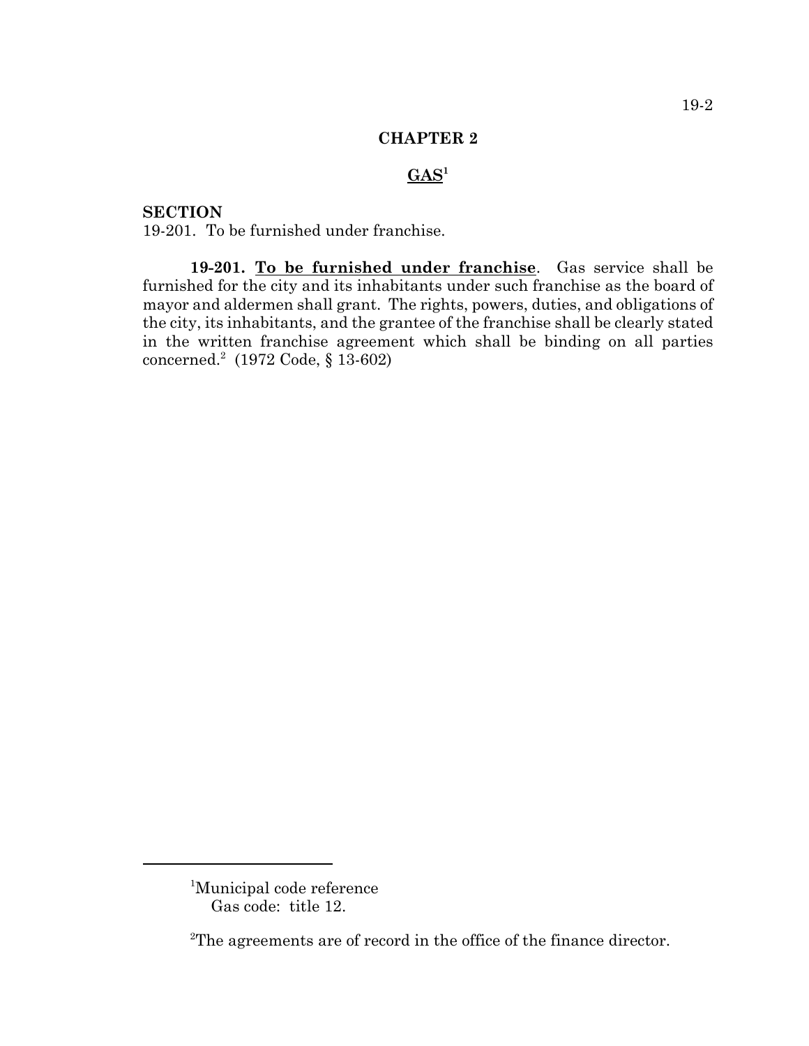# CHAPTER 2

## GAS[1]

**SECTION**

19-201. To be furnished under franchise.

**19-201. To be furnished under franchise**. Gas service shall be furnished for the city and its inhabitants under such franchise as the board of mayor and aldermen shall grant. The rights, powers, duties, and obligations of the city, its inhabitants, and the grantee of the franchise shall be clearly stated in the written franchise agreement which shall be binding on all parties concerned.[2] (1972 Code, § 13-602)

---

[1]Municipal code reference
Gas code: title 12.

[2]The agreements are of record in the office of the finance director.